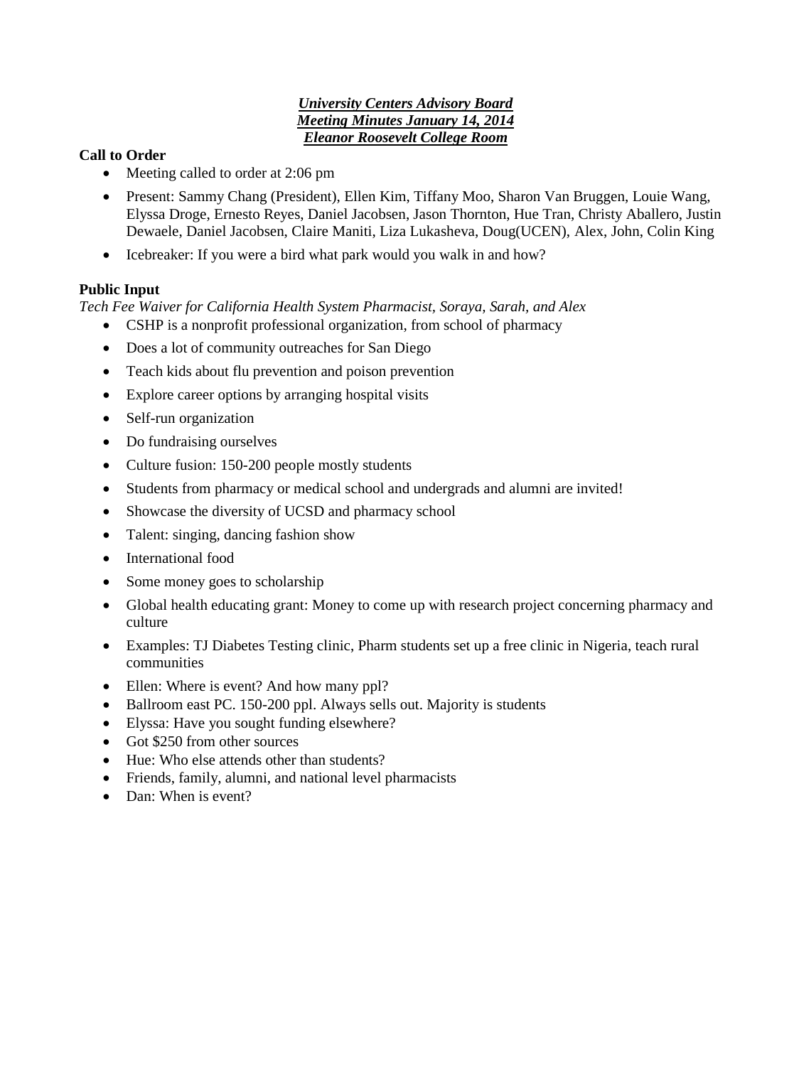***University Centers Advisory Board***
***Meeting Minutes January 14, 2014***
***Eleanor Roosevelt College Room***

**Call to Order**

- Meeting called to order at 2:06 pm
- Present: Sammy Chang (President), Ellen Kim, Tiffany Moo, Sharon Van Bruggen, Louie Wang, Elyssa Droge, Ernesto Reyes, Daniel Jacobsen, Jason Thornton, Hue Tran, Christy Aballero, Justin Dewaele, Daniel Jacobsen, Claire Maniti, Liza Lukasheva, Doug(UCEN), Alex, John, Colin King
- Icebreaker: If you were a bird what park would you walk in and how?

**Public Input**

*Tech Fee Waiver for California Health System Pharmacist, Soraya, Sarah, and Alex*

- CSHP is a nonprofit professional organization, from school of pharmacy
- Does a lot of community outreaches for San Diego
- Teach kids about flu prevention and poison prevention
- Explore career options by arranging hospital visits
- Self-run organization
- Do fundraising ourselves
- Culture fusion: 150-200 people mostly students
- Students from pharmacy or medical school and undergrads and alumni are invited!
- Showcase the diversity of UCSD and pharmacy school
- Talent: singing, dancing fashion show
- International food
- Some money goes to scholarship
- Global health educating grant: Money to come up with research project concerning pharmacy and culture
- Examples: TJ Diabetes Testing clinic, Pharm students set up a free clinic in Nigeria, teach rural communities
- Ellen: Where is event? And how many ppl?
- Ballroom east PC. 150-200 ppl. Always sells out. Majority is students
- Elyssa: Have you sought funding elsewhere?
- Got $250 from other sources
- Hue: Who else attends other than students?
- Friends, family, alumni, and national level pharmacists
- Dan: When is event?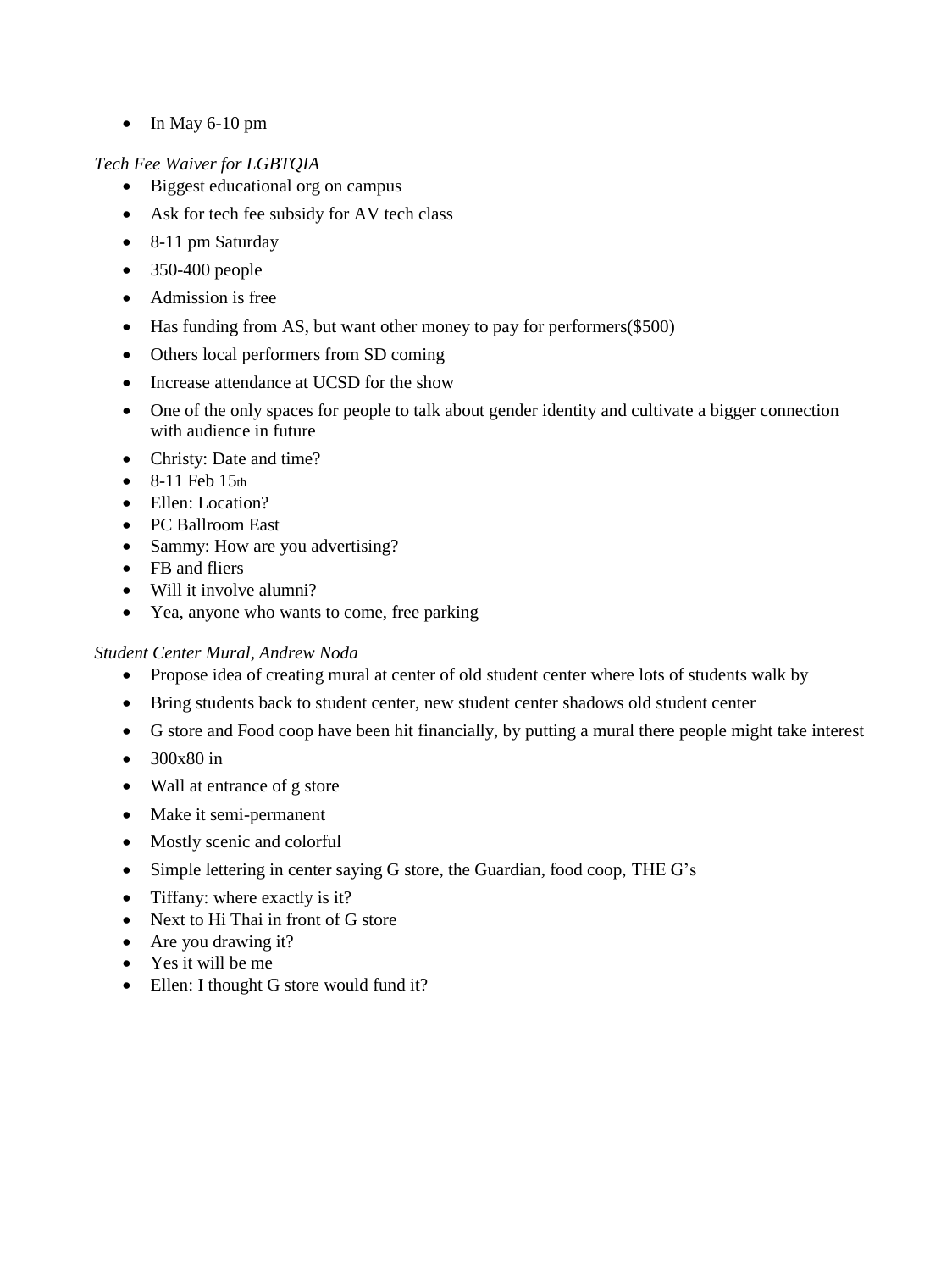- In May 6-10 pm

*Tech Fee Waiver for LGBTQIA*

- Biggest educational org on campus
- Ask for tech fee subsidy for AV tech class
- 8-11 pm Saturday
- 350-400 people
- Admission is free
- Has funding from AS, but want other money to pay for performers($500)
- Others local performers from SD coming
- Increase attendance at UCSD for the show
- One of the only spaces for people to talk about gender identity and cultivate a bigger connection with audience in future
- Christy: Date and time?
- 8-11 Feb 15th
- Ellen: Location?
- PC Ballroom East
- Sammy: How are you advertising?
- FB and fliers
- Will it involve alumni?
- Yea, anyone who wants to come, free parking

*Student Center Mural, Andrew Noda*

- Propose idea of creating mural at center of old student center where lots of students walk by
- Bring students back to student center, new student center shadows old student center
- G store and Food coop have been hit financially, by putting a mural there people might take interest
- 300x80 in
- Wall at entrance of g store
- Make it semi-permanent
- Mostly scenic and colorful
- Simple lettering in center saying G store, the Guardian, food coop, THE G's
- Tiffany: where exactly is it?
- Next to Hi Thai in front of G store
- Are you drawing it?
- Yes it will be me
- Ellen: I thought G store would fund it?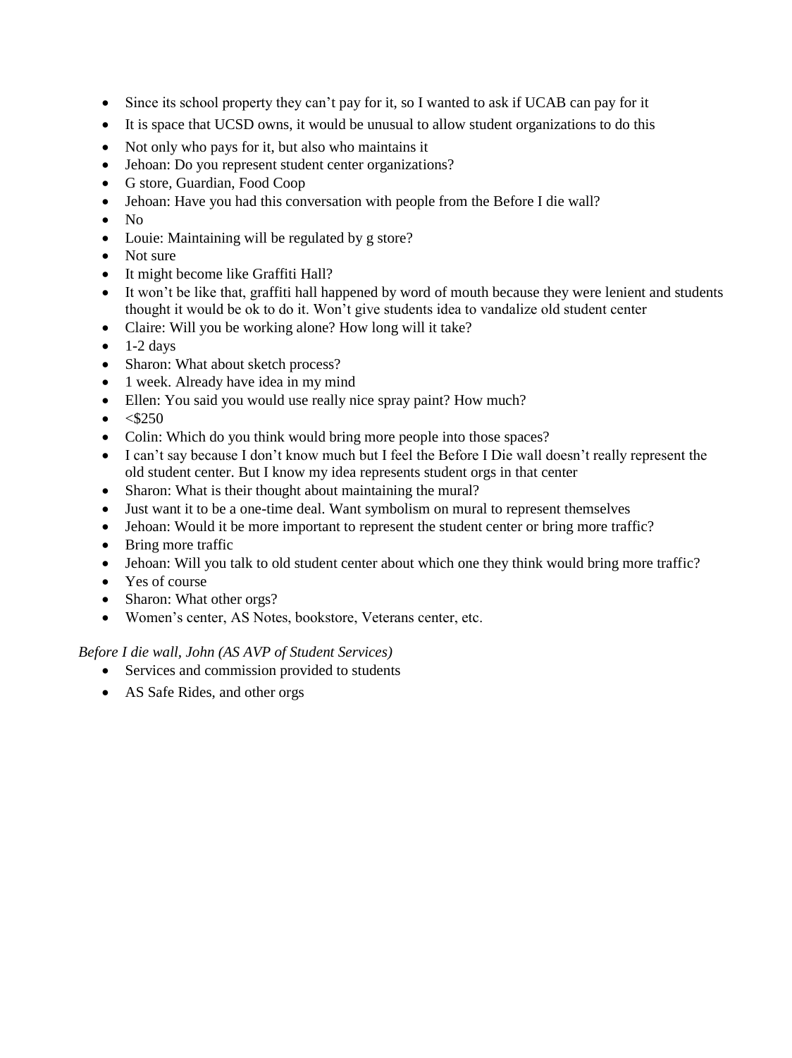- Since its school property they can't pay for it, so I wanted to ask if UCAB can pay for it
- It is space that UCSD owns, it would be unusual to allow student organizations to do this
- Not only who pays for it, but also who maintains it
- Jehoan: Do you represent student center organizations?
- G store, Guardian, Food Coop
- Jehoan: Have you had this conversation with people from the Before I die wall?
- No
- Louie: Maintaining will be regulated by g store?
- Not sure
- It might become like Graffiti Hall?
- It won't be like that, graffiti hall happened by word of mouth because they were lenient and students thought it would be ok to do it. Won't give students idea to vandalize old student center
- Claire: Will you be working alone? How long will it take?
- 1-2 days
- Sharon: What about sketch process?
- 1 week. Already have idea in my mind
- Ellen: You said you would use really nice spray paint? How much?
- <$250
- Colin: Which do you think would bring more people into those spaces?
- I can't say because I don't know much but I feel the Before I Die wall doesn't really represent the old student center. But I know my idea represents student orgs in that center
- Sharon: What is their thought about maintaining the mural?
- Just want it to be a one-time deal. Want symbolism on mural to represent themselves
- Jehoan: Would it be more important to represent the student center or bring more traffic?
- Bring more traffic
- Jehoan: Will you talk to old student center about which one they think would bring more traffic?
- Yes of course
- Sharon: What other orgs?
- Women's center, AS Notes, bookstore, Veterans center, etc.

*Before I die wall, John (AS AVP of Student Services)*

- Services and commission provided to students
- AS Safe Rides, and other orgs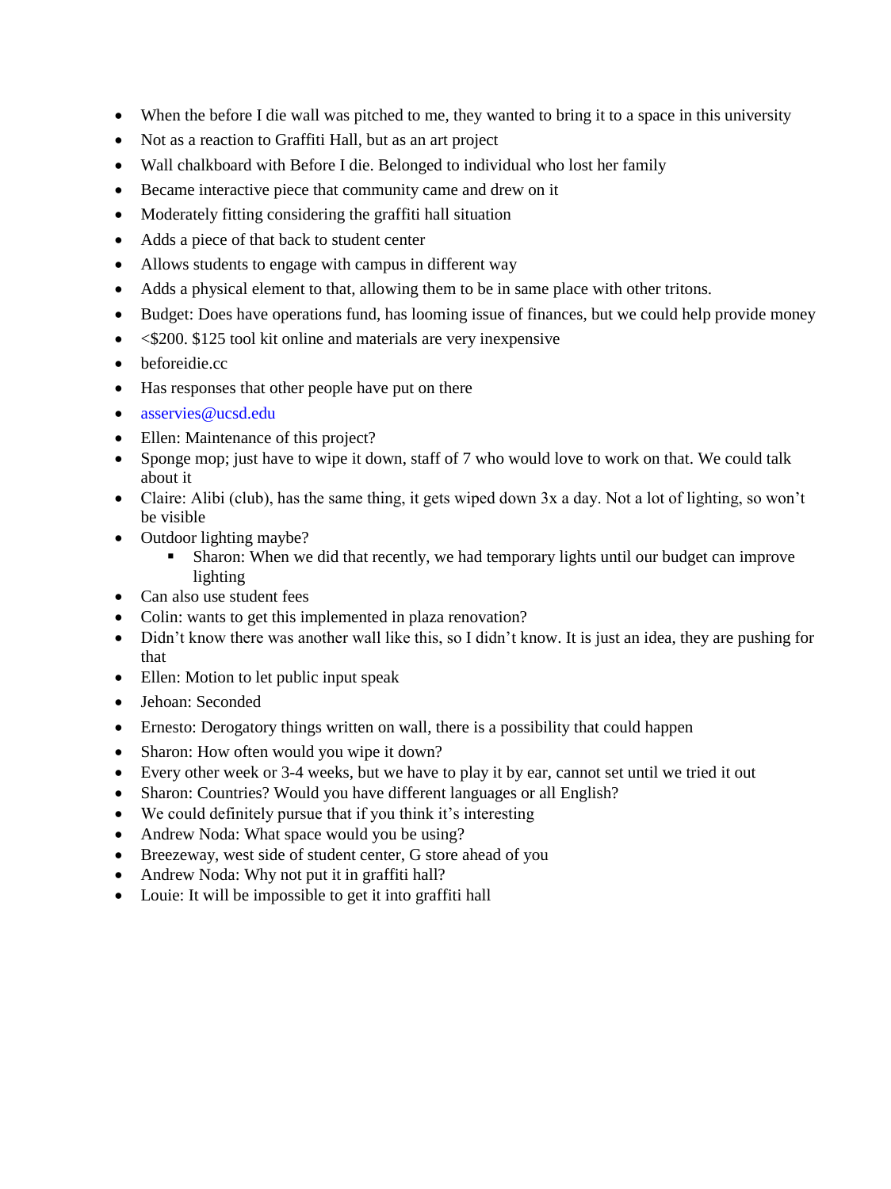- When the before I die wall was pitched to me, they wanted to bring it to a space in this university
- Not as a reaction to Graffiti Hall, but as an art project
- Wall chalkboard with Before I die. Belonged to individual who lost her family
- Became interactive piece that community came and drew on it
- Moderately fitting considering the graffiti hall situation
- Adds a piece of that back to student center
- Allows students to engage with campus in different way
- Adds a physical element to that, allowing them to be in same place with other tritons.
- Budget: Does have operations fund, has looming issue of finances, but we could help provide money
- <$200. $125 tool kit online and materials are very inexpensive
- beforeidie.cc
- Has responses that other people have put on there
- asservies@ucsd.edu
- Ellen: Maintenance of this project?
- Sponge mop; just have to wipe it down, staff of 7 who would love to work on that. We could talk about it
- Claire: Alibi (club), has the same thing, it gets wiped down 3x a day. Not a lot of lighting, so won't be visible
- Outdoor lighting maybe?
  - Sharon: When we did that recently, we had temporary lights until our budget can improve lighting
- Can also use student fees
- Colin: wants to get this implemented in plaza renovation?
- Didn't know there was another wall like this, so I didn't know. It is just an idea, they are pushing for that
- Ellen: Motion to let public input speak
- Jehoan: Seconded
- Ernesto: Derogatory things written on wall, there is a possibility that could happen
- Sharon: How often would you wipe it down?
- Every other week or 3-4 weeks, but we have to play it by ear, cannot set until we tried it out
- Sharon: Countries? Would you have different languages or all English?
- We could definitely pursue that if you think it's interesting
- Andrew Noda: What space would you be using?
- Breezeway, west side of student center, G store ahead of you
- Andrew Noda: Why not put it in graffiti hall?
- Louie: It will be impossible to get it into graffiti hall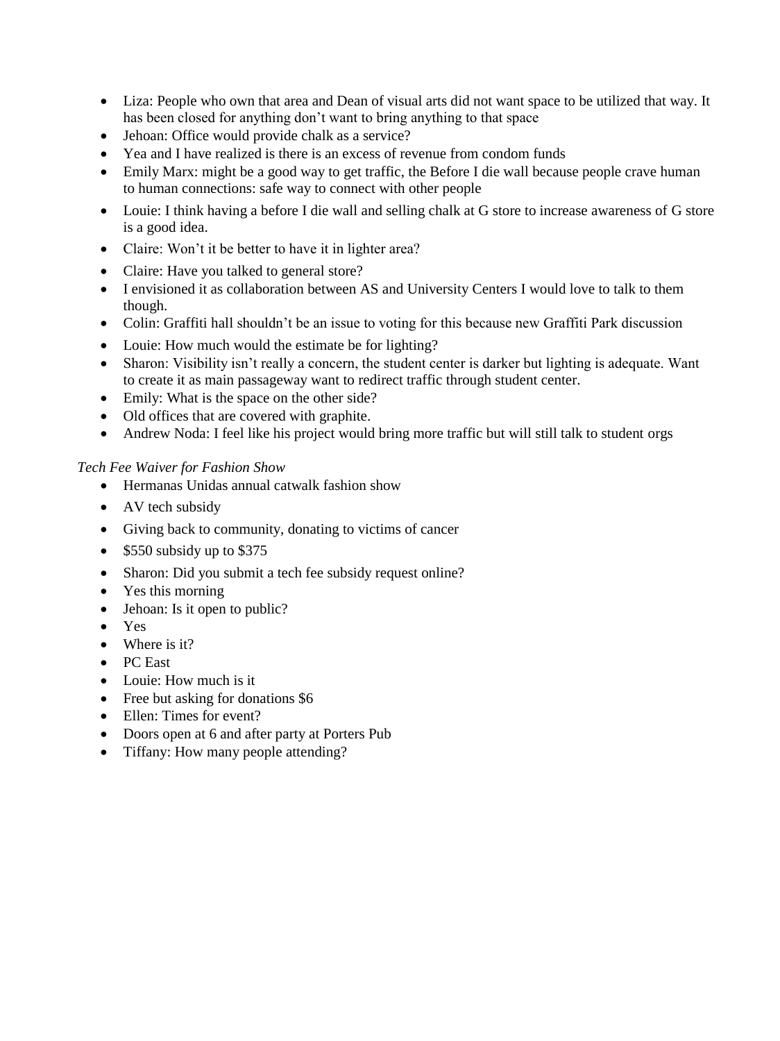- Liza: People who own that area and Dean of visual arts did not want space to be utilized that way. It has been closed for anything don't want to bring anything to that space
- Jehoan: Office would provide chalk as a service?
- Yea and I have realized is there is an excess of revenue from condom funds
- Emily Marx: might be a good way to get traffic, the Before I die wall because people crave human to human connections: safe way to connect with other people
- Louie: I think having a before I die wall and selling chalk at G store to increase awareness of G store is a good idea.
- Claire: Won't it be better to have it in lighter area?
- Claire: Have you talked to general store?
- I envisioned it as collaboration between AS and University Centers I would love to talk to them though.
- Colin: Graffiti hall shouldn't be an issue to voting for this because new Graffiti Park discussion
- Louie: How much would the estimate be for lighting?
- Sharon: Visibility isn't really a concern, the student center is darker but lighting is adequate. Want to create it as main passageway want to redirect traffic through student center.
- Emily: What is the space on the other side?
- Old offices that are covered with graphite.
- Andrew Noda: I feel like his project would bring more traffic but will still talk to student orgs

*Tech Fee Waiver for Fashion Show*

- Hermanas Unidas annual catwalk fashion show
- AV tech subsidy
- Giving back to community, donating to victims of cancer
- $550 subsidy up to $375
- Sharon: Did you submit a tech fee subsidy request online?
- Yes this morning
- Jehoan: Is it open to public?
- Yes
- Where is it?
- PC East
- Louie: How much is it
- Free but asking for donations $6
- Ellen: Times for event?
- Doors open at 6 and after party at Porters Pub
- Tiffany: How many people attending?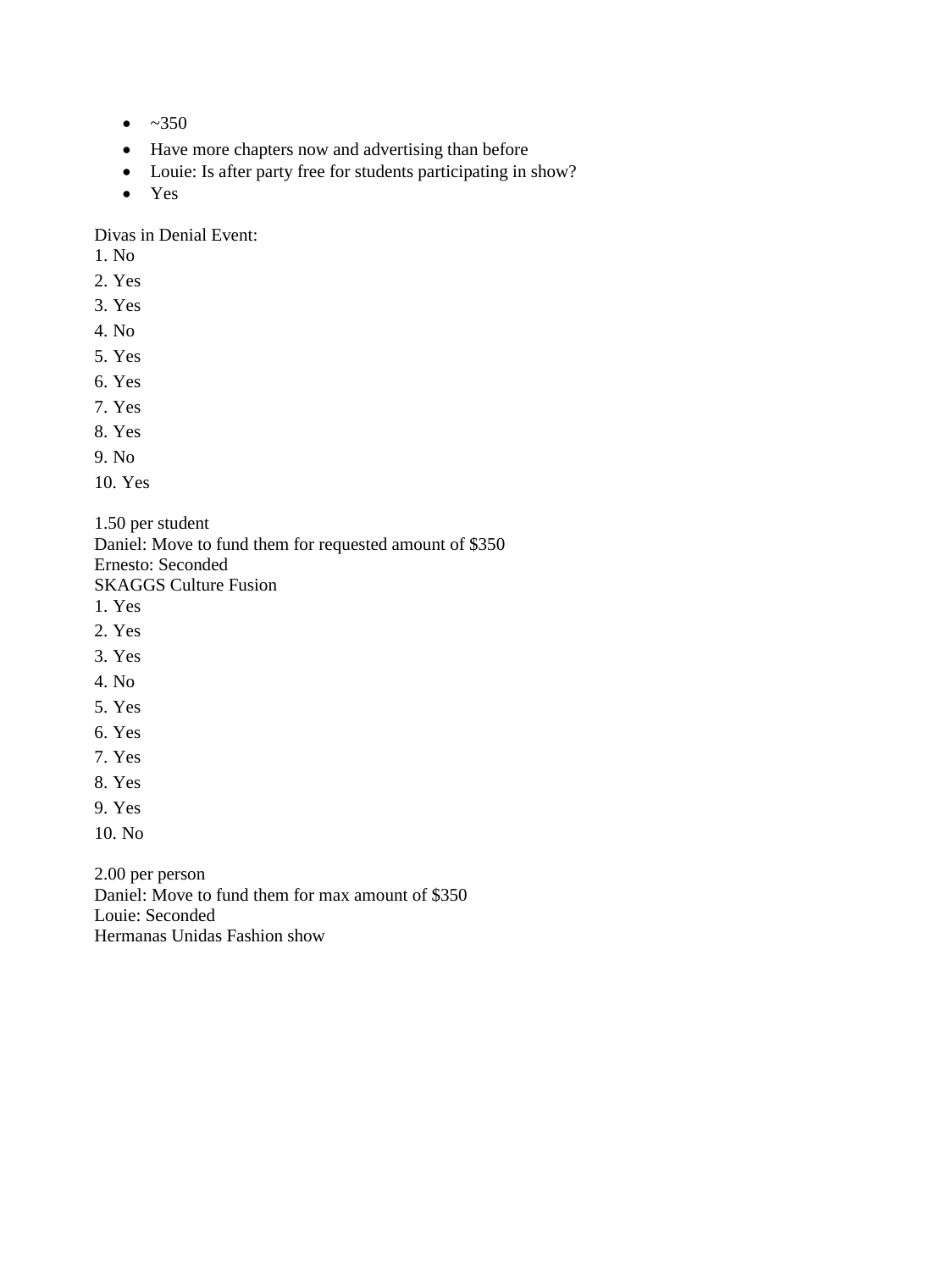- ~350
- Have more chapters now and advertising than before
- Louie: Is after party free for students participating in show?
- Yes

Divas in Denial Event:
1. No
2. Yes
3. Yes
4. No
5. Yes
6. Yes
7. Yes
8. Yes
9. No
10. Yes

1.50 per student
Daniel: Move to fund them for requested amount of $350
Ernesto: Seconded
SKAGGS Culture Fusion
1. Yes
2. Yes
3. Yes
4. No
5. Yes
6. Yes
7. Yes
8. Yes
9. Yes
10. No

2.00 per person
Daniel: Move to fund them for max amount of $350
Louie: Seconded
Hermanas Unidas Fashion show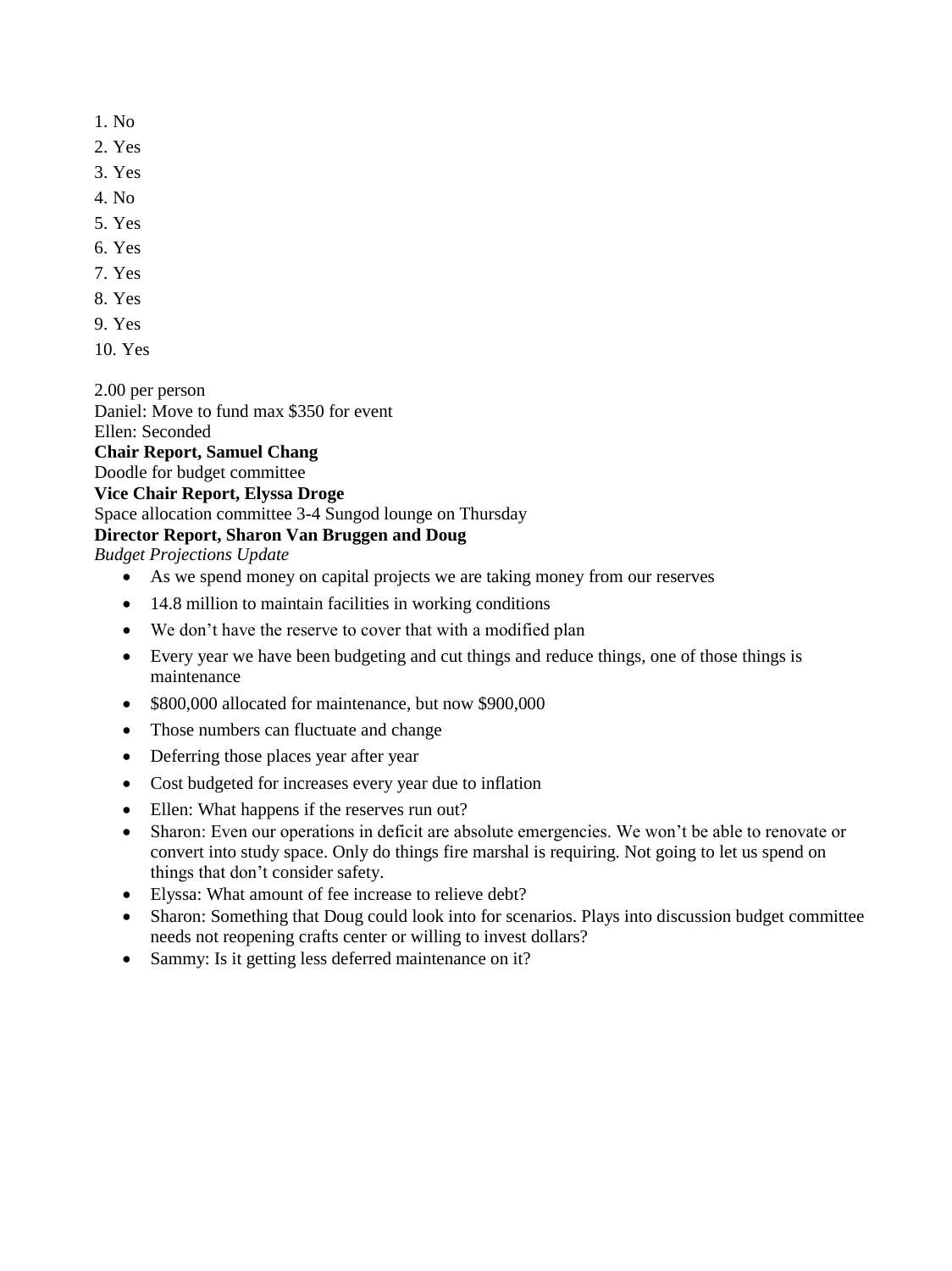1. No
2. Yes
3. Yes
4. No
5. Yes
6. Yes
7. Yes
8. Yes
9. Yes
10. Yes

2.00 per person
Daniel: Move to fund max $350 for event
Ellen: Seconded

**Chair Report, Samuel Chang**
Doodle for budget committee

**Vice Chair Report, Elyssa Droge**
Space allocation committee 3-4 Sungod lounge on Thursday

**Director Report, Sharon Van Bruggen and Doug**
*Budget Projections Update*

- As we spend money on capital projects we are taking money from our reserves
- 14.8 million to maintain facilities in working conditions
- We don't have the reserve to cover that with a modified plan
- Every year we have been budgeting and cut things and reduce things, one of those things is maintenance
- $800,000 allocated for maintenance, but now $900,000
- Those numbers can fluctuate and change
- Deferring those places year after year
- Cost budgeted for increases every year due to inflation
- Ellen: What happens if the reserves run out?
- Sharon: Even our operations in deficit are absolute emergencies. We won't be able to renovate or convert into study space. Only do things fire marshal is requiring. Not going to let us spend on things that don't consider safety.
- Elyssa: What amount of fee increase to relieve debt?
- Sharon: Something that Doug could look into for scenarios. Plays into discussion budget committee needs not reopening crafts center or willing to invest dollars?
- Sammy: Is it getting less deferred maintenance on it?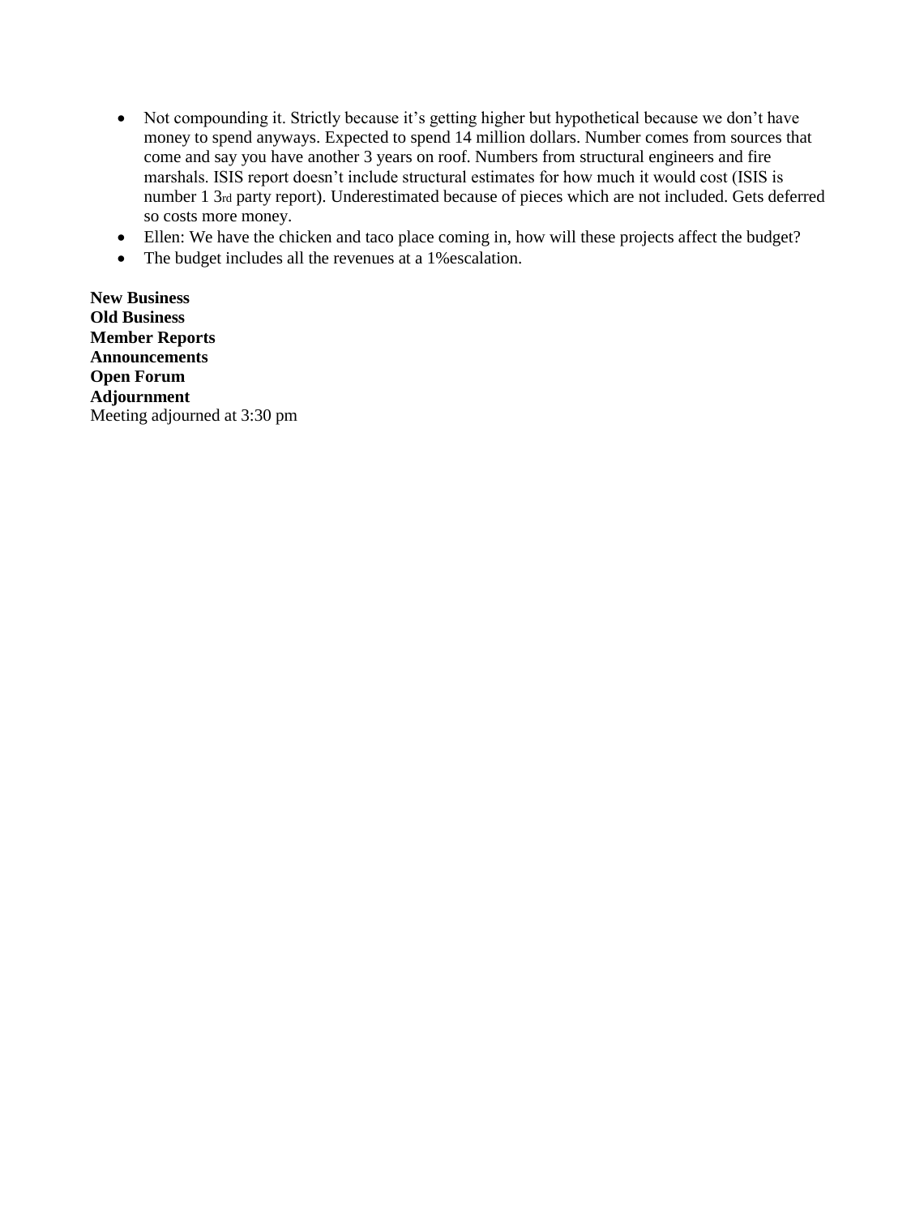- Not compounding it. Strictly because it's getting higher but hypothetical because we don't have money to spend anyways. Expected to spend 14 million dollars. Number comes from sources that come and say you have another 3 years on roof. Numbers from structural engineers and fire marshals. ISIS report doesn't include structural estimates for how much it would cost (ISIS is number 1 3rd party report). Underestimated because of pieces which are not included. Gets deferred so costs more money.
- Ellen: We have the chicken and taco place coming in, how will these projects affect the budget?
- The budget includes all the revenues at a 1%escalation.

**New Business**
**Old Business**
**Member Reports**
**Announcements**
**Open Forum**
**Adjournment**
Meeting adjourned at 3:30 pm